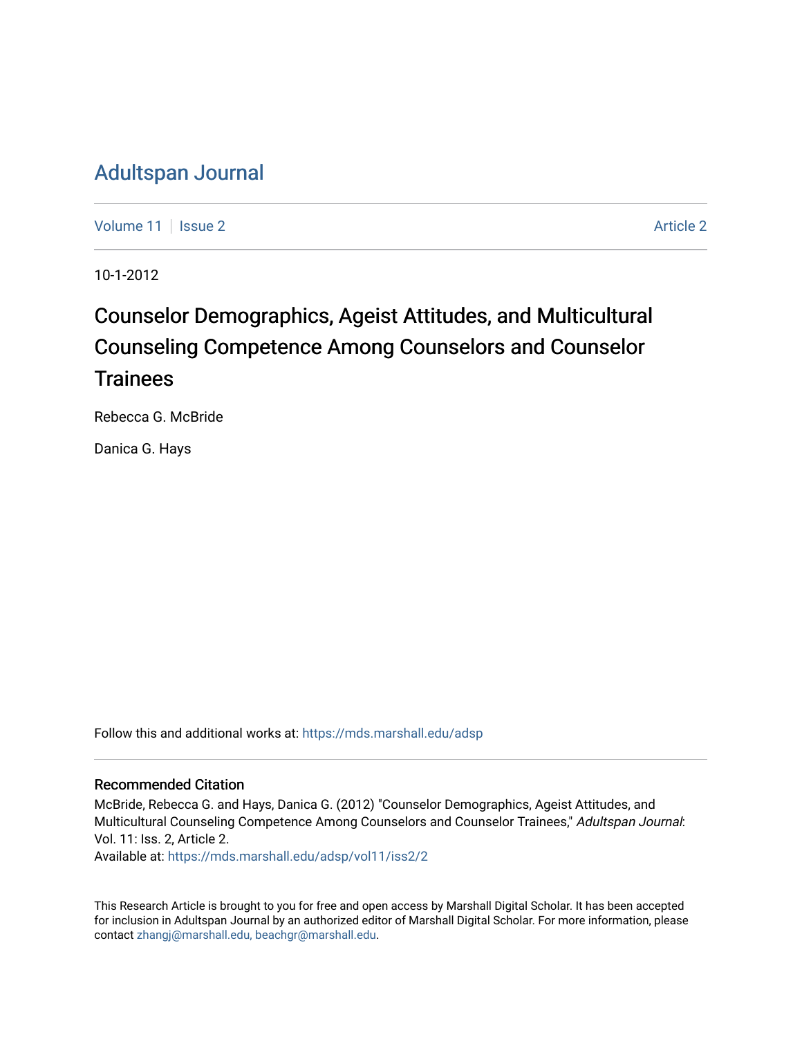# Adultspan Journal

Volume 11 | Issue 2 | Article 2

10-1-2012

## Counselor Demographics, Ageist Attitudes, and Multicultural Counseling Competence Among Counselors and Counselor Trainees

Rebecca G. McBride

Danica G. Hays

Follow this and additional works at: https://mds.marshall.edu/adsp

### Recommended Citation

McBride, Rebecca G. and Hays, Danica G. (2012) "Counselor Demographics, Ageist Attitudes, and Multicultural Counseling Competence Among Counselors and Counselor Trainees," *Adultspan Journal*: Vol. 11: Iss. 2, Article 2.
Available at: https://mds.marshall.edu/adsp/vol11/iss2/2

This Research Article is brought to you for free and open access by Marshall Digital Scholar. It has been accepted for inclusion in Adultspan Journal by an authorized editor of Marshall Digital Scholar. For more information, please contact zhangj@marshall.edu, beachgr@marshall.edu.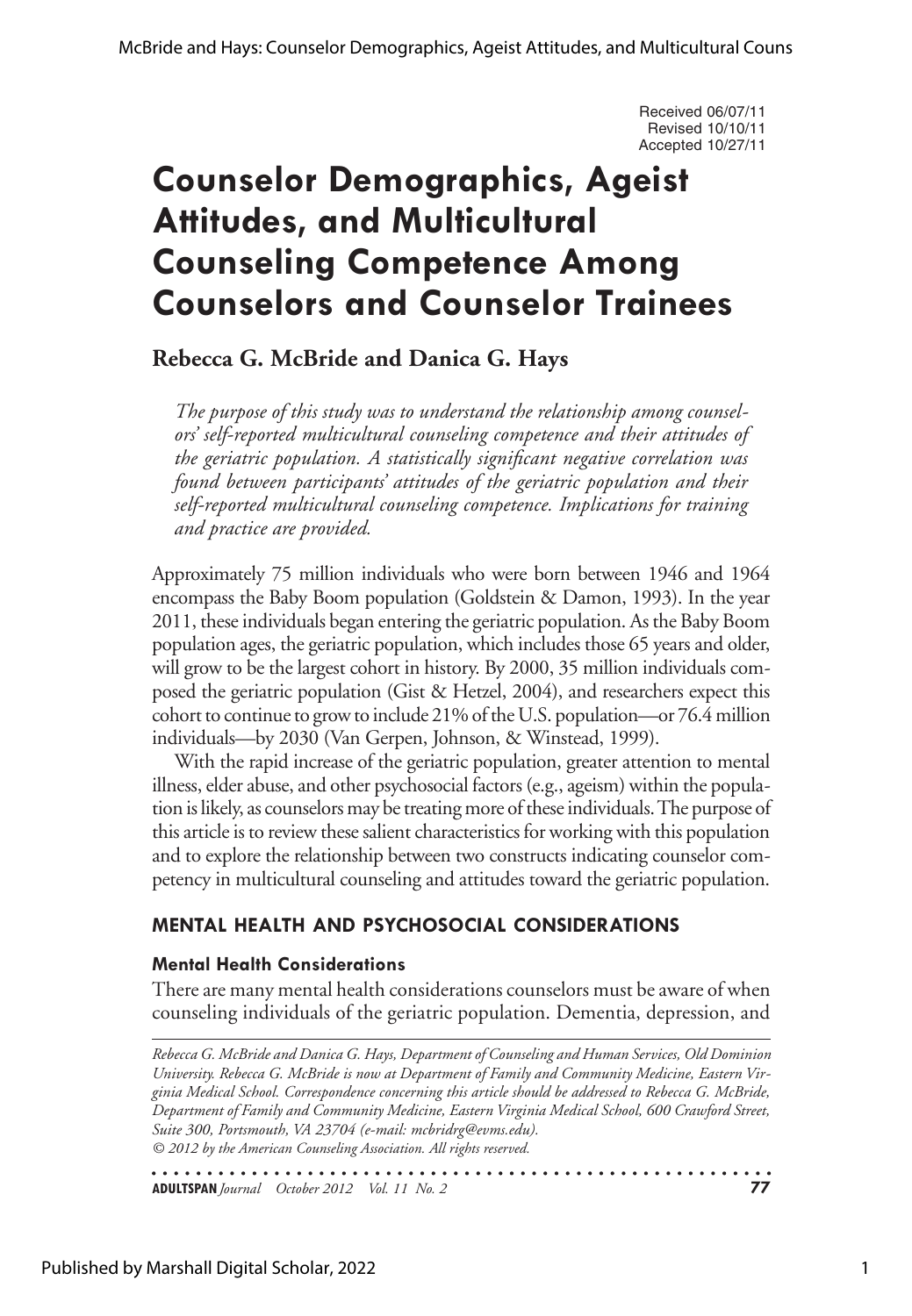Received 06/07/11
Revised 10/10/11
Accepted 10/27/11

# Counselor Demographics, Ageist Attitudes, and Multicultural Counseling Competence Among Counselors and Counselor Trainees

**Rebecca G. McBride and Danica G. Hays**

*The purpose of this study was to understand the relationship among counselors' self-reported multicultural counseling competence and their attitudes of the geriatric population. A statistically significant negative correlation was found between participants' attitudes of the geriatric population and their self-reported multicultural counseling competence. Implications for training and practice are provided.*

Approximately 75 million individuals who were born between 1946 and 1964 encompass the Baby Boom population (Goldstein & Damon, 1993). In the year 2011, these individuals began entering the geriatric population. As the Baby Boom population ages, the geriatric population, which includes those 65 years and older, will grow to be the largest cohort in history. By 2000, 35 million individuals composed the geriatric population (Gist & Hetzel, 2004), and researchers expect this cohort to continue to grow to include 21% of the U.S. population—or 76.4 million individuals—by 2030 (Van Gerpen, Johnson, & Winstead, 1999).

With the rapid increase of the geriatric population, greater attention to mental illness, elder abuse, and other psychosocial factors (e.g., ageism) within the population is likely, as counselors may be treating more of these individuals. The purpose of this article is to review these salient characteristics for working with this population and to explore the relationship between two constructs indicating counselor competency in multicultural counseling and attitudes toward the geriatric population.

## MENTAL HEALTH AND PSYCHOSOCIAL CONSIDERATIONS

### Mental Health Considerations

There are many mental health considerations counselors must be aware of when counseling individuals of the geriatric population. Dementia, depression, and

*Rebecca G. McBride and Danica G. Hays, Department of Counseling and Human Services, Old Dominion University. Rebecca G. McBride is now at Department of Family and Community Medicine, Eastern Virginia Medical School. Correspondence concerning this article should be addressed to Rebecca G. McBride, Department of Family and Community Medicine, Eastern Virginia Medical School, 600 Crawford Street, Suite 300, Portsmouth, VA 23704 (e-mail: mcbridrg@evms.edu).*
*© 2012 by the American Counseling Association. All rights reserved.*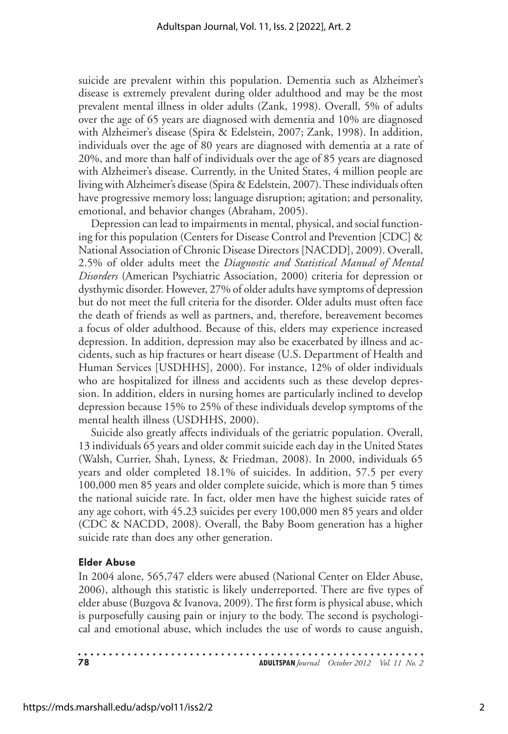suicide are prevalent within this population. Dementia such as Alzheimer's disease is extremely prevalent during older adulthood and may be the most prevalent mental illness in older adults (Zank, 1998). Overall, 5% of adults over the age of 65 years are diagnosed with dementia and 10% are diagnosed with Alzheimer's disease (Spira & Edelstein, 2007; Zank, 1998). In addition, individuals over the age of 80 years are diagnosed with dementia at a rate of 20%, and more than half of individuals over the age of 85 years are diagnosed with Alzheimer's disease. Currently, in the United States, 4 million people are living with Alzheimer's disease (Spira & Edelstein, 2007). These individuals often have progressive memory loss; language disruption; agitation; and personality, emotional, and behavior changes (Abraham, 2005).

Depression can lead to impairments in mental, physical, and social functioning for this population (Centers for Disease Control and Prevention [CDC] & National Association of Chronic Disease Directors [NACDD], 2009). Overall, 2.5% of older adults meet the *Diagnostic and Statistical Manual of Mental Disorders* (American Psychiatric Association, 2000) criteria for depression or dysthymic disorder. However, 27% of older adults have symptoms of depression but do not meet the full criteria for the disorder. Older adults must often face the death of friends as well as partners, and, therefore, bereavement becomes a focus of older adulthood. Because of this, elders may experience increased depression. In addition, depression may also be exacerbated by illness and accidents, such as hip fractures or heart disease (U.S. Department of Health and Human Services [USDHHS], 2000). For instance, 12% of older individuals who are hospitalized for illness and accidents such as these develop depression. In addition, elders in nursing homes are particularly inclined to develop depression because 15% to 25% of these individuals develop symptoms of the mental health illness (USDHHS, 2000).

Suicide also greatly affects individuals of the geriatric population. Overall, 13 individuals 65 years and older commit suicide each day in the United States (Walsh, Currier, Shah, Lyness, & Friedman, 2008). In 2000, individuals 65 years and older completed 18.1% of suicides. In addition, 57.5 per every 100,000 men 85 years and older complete suicide, which is more than 5 times the national suicide rate. In fact, older men have the highest suicide rates of any age cohort, with 45.23 suicides per every 100,000 men 85 years and older (CDC & NACDD, 2008). Overall, the Baby Boom generation has a higher suicide rate than does any other generation.

### Elder Abuse

In 2004 alone, 565,747 elders were abused (National Center on Elder Abuse, 2006), although this statistic is likely underreported. There are five types of elder abuse (Buzgova & Ivanova, 2009). The first form is physical abuse, which is purposefully causing pain or injury to the body. The second is psychological and emotional abuse, which includes the use of words to cause anguish,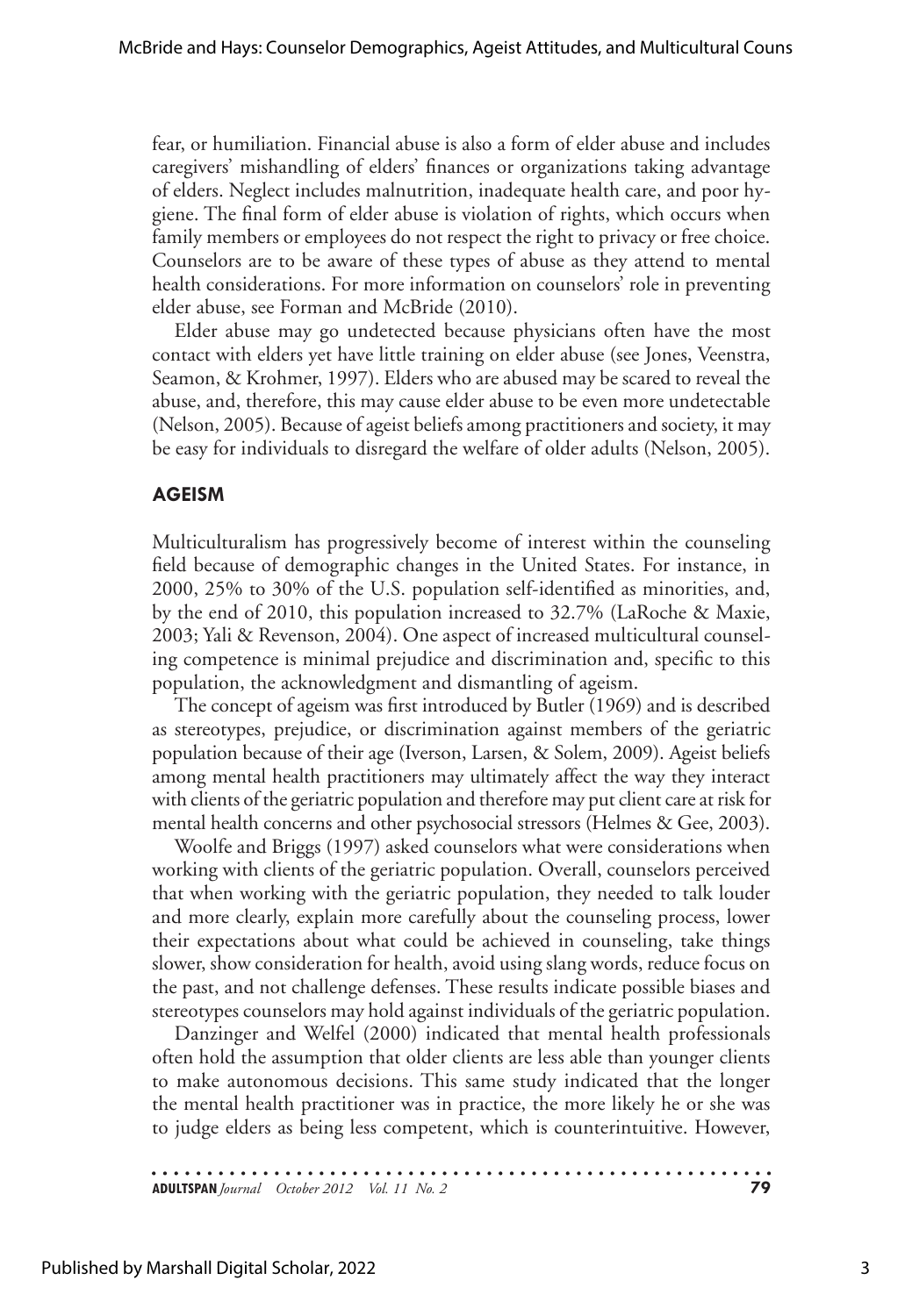fear, or humiliation. Financial abuse is also a form of elder abuse and includes caregivers' mishandling of elders' finances or organizations taking advantage of elders. Neglect includes malnutrition, inadequate health care, and poor hygiene. The final form of elder abuse is violation of rights, which occurs when family members or employees do not respect the right to privacy or free choice. Counselors are to be aware of these types of abuse as they attend to mental health considerations. For more information on counselors' role in preventing elder abuse, see Forman and McBride (2010).

Elder abuse may go undetected because physicians often have the most contact with elders yet have little training on elder abuse (see Jones, Veenstra, Seamon, & Krohmer, 1997). Elders who are abused may be scared to reveal the abuse, and, therefore, this may cause elder abuse to be even more undetectable (Nelson, 2005). Because of ageist beliefs among practitioners and society, it may be easy for individuals to disregard the welfare of older adults (Nelson, 2005).

## AGEISM

Multiculturalism has progressively become of interest within the counseling field because of demographic changes in the United States. For instance, in 2000, 25% to 30% of the U.S. population self-identified as minorities, and, by the end of 2010, this population increased to 32.7% (LaRoche & Maxie, 2003; Yali & Revenson, 2004). One aspect of increased multicultural counseling competence is minimal prejudice and discrimination and, specific to this population, the acknowledgment and dismantling of ageism.

The concept of ageism was first introduced by Butler (1969) and is described as stereotypes, prejudice, or discrimination against members of the geriatric population because of their age (Iverson, Larsen, & Solem, 2009). Ageist beliefs among mental health practitioners may ultimately affect the way they interact with clients of the geriatric population and therefore may put client care at risk for mental health concerns and other psychosocial stressors (Helmes & Gee, 2003).

Woolfe and Briggs (1997) asked counselors what were considerations when working with clients of the geriatric population. Overall, counselors perceived that when working with the geriatric population, they needed to talk louder and more clearly, explain more carefully about the counseling process, lower their expectations about what could be achieved in counseling, take things slower, show consideration for health, avoid using slang words, reduce focus on the past, and not challenge defenses. These results indicate possible biases and stereotypes counselors may hold against individuals of the geriatric population.

Danzinger and Welfel (2000) indicated that mental health professionals often hold the assumption that older clients are less able than younger clients to make autonomous decisions. This same study indicated that the longer the mental health practitioner was in practice, the more likely he or she was to judge elders as being less competent, which is counterintuitive. However,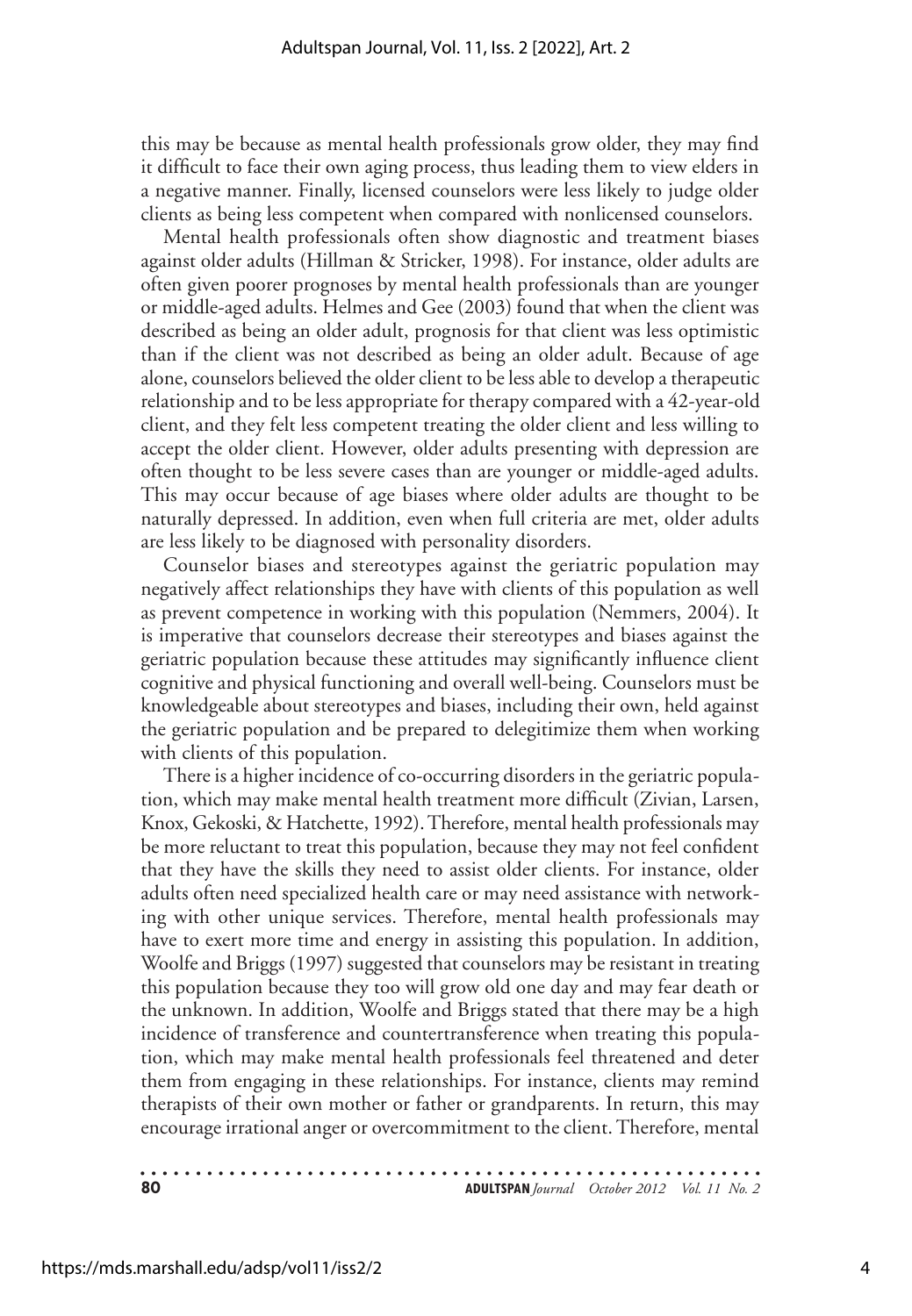this may be because as mental health professionals grow older, they may find it difficult to face their own aging process, thus leading them to view elders in a negative manner. Finally, licensed counselors were less likely to judge older clients as being less competent when compared with nonlicensed counselors.

Mental health professionals often show diagnostic and treatment biases against older adults (Hillman & Stricker, 1998). For instance, older adults are often given poorer prognoses by mental health professionals than are younger or middle-aged adults. Helmes and Gee (2003) found that when the client was described as being an older adult, prognosis for that client was less optimistic than if the client was not described as being an older adult. Because of age alone, counselors believed the older client to be less able to develop a therapeutic relationship and to be less appropriate for therapy compared with a 42-year-old client, and they felt less competent treating the older client and less willing to accept the older client. However, older adults presenting with depression are often thought to be less severe cases than are younger or middle-aged adults. This may occur because of age biases where older adults are thought to be naturally depressed. In addition, even when full criteria are met, older adults are less likely to be diagnosed with personality disorders.

Counselor biases and stereotypes against the geriatric population may negatively affect relationships they have with clients of this population as well as prevent competence in working with this population (Nemmers, 2004). It is imperative that counselors decrease their stereotypes and biases against the geriatric population because these attitudes may significantly influence client cognitive and physical functioning and overall well-being. Counselors must be knowledgeable about stereotypes and biases, including their own, held against the geriatric population and be prepared to delegitimize them when working with clients of this population.

There is a higher incidence of co-occurring disorders in the geriatric population, which may make mental health treatment more difficult (Zivian, Larsen, Knox, Gekoski, & Hatchette, 1992). Therefore, mental health professionals may be more reluctant to treat this population, because they may not feel confident that they have the skills they need to assist older clients. For instance, older adults often need specialized health care or may need assistance with networking with other unique services. Therefore, mental health professionals may have to exert more time and energy in assisting this population. In addition, Woolfe and Briggs (1997) suggested that counselors may be resistant in treating this population because they too will grow old one day and may fear death or the unknown. In addition, Woolfe and Briggs stated that there may be a high incidence of transference and countertransference when treating this population, which may make mental health professionals feel threatened and deter them from engaging in these relationships. For instance, clients may remind therapists of their own mother or father or grandparents. In return, this may encourage irrational anger or overcommitment to the client. Therefore, mental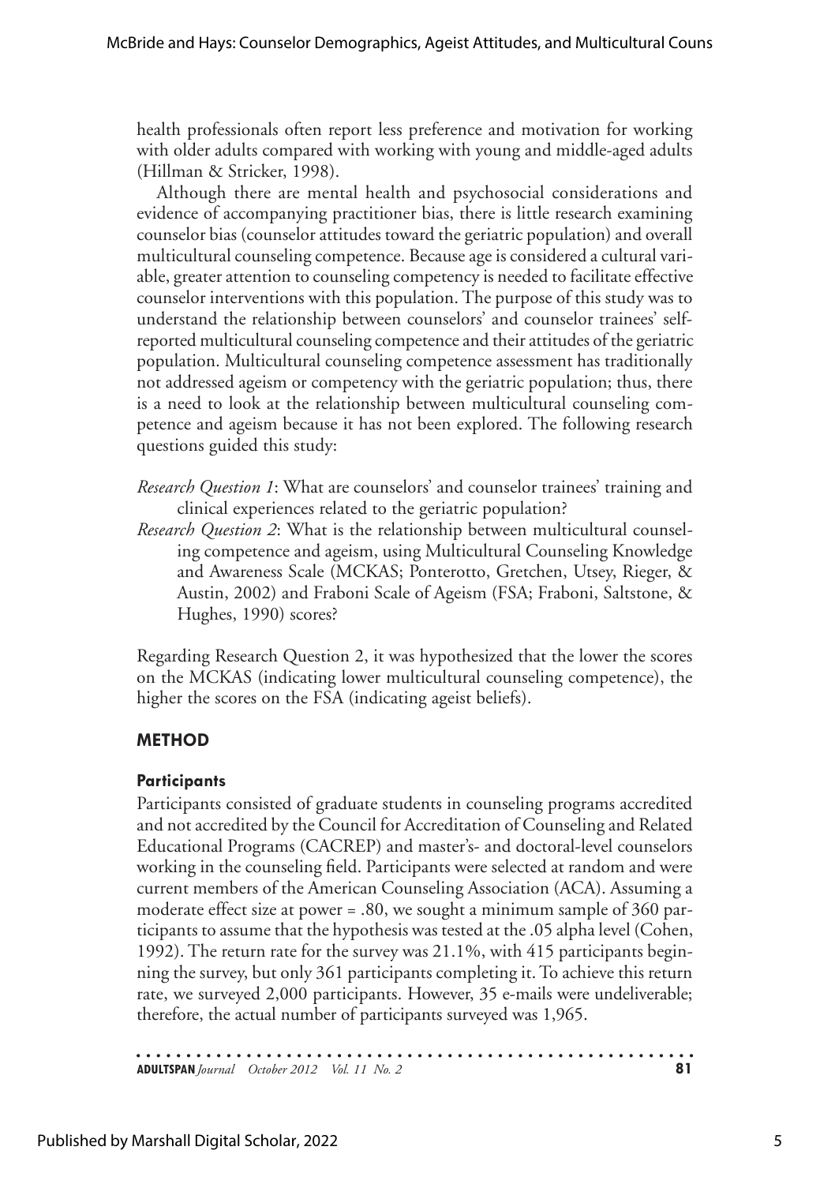health professionals often report less preference and motivation for working with older adults compared with working with young and middle-aged adults (Hillman & Stricker, 1998).

Although there are mental health and psychosocial considerations and evidence of accompanying practitioner bias, there is little research examining counselor bias (counselor attitudes toward the geriatric population) and overall multicultural counseling competence. Because age is considered a cultural variable, greater attention to counseling competency is needed to facilitate effective counselor interventions with this population. The purpose of this study was to understand the relationship between counselors' and counselor trainees' self-reported multicultural counseling competence and their attitudes of the geriatric population. Multicultural counseling competence assessment has traditionally not addressed ageism or competency with the geriatric population; thus, there is a need to look at the relationship between multicultural counseling competence and ageism because it has not been explored. The following research questions guided this study:

*Research Question 1*: What are counselors' and counselor trainees' training and clinical experiences related to the geriatric population?

*Research Question 2*: What is the relationship between multicultural counseling competence and ageism, using Multicultural Counseling Knowledge and Awareness Scale (MCKAS; Ponterotto, Gretchen, Utsey, Rieger, & Austin, 2002) and Fraboni Scale of Ageism (FSA; Fraboni, Saltstone, & Hughes, 1990) scores?

Regarding Research Question 2, it was hypothesized that the lower the scores on the MCKAS (indicating lower multicultural counseling competence), the higher the scores on the FSA (indicating ageist beliefs).

## METHOD

### Participants

Participants consisted of graduate students in counseling programs accredited and not accredited by the Council for Accreditation of Counseling and Related Educational Programs (CACREP) and master's- and doctoral-level counselors working in the counseling field. Participants were selected at random and were current members of the American Counseling Association (ACA). Assuming a moderate effect size at power = .80, we sought a minimum sample of 360 participants to assume that the hypothesis was tested at the .05 alpha level (Cohen, 1992). The return rate for the survey was 21.1%, with 415 participants beginning the survey, but only 361 participants completing it. To achieve this return rate, we surveyed 2,000 participants. However, 35 e-mails were undeliverable; therefore, the actual number of participants surveyed was 1,965.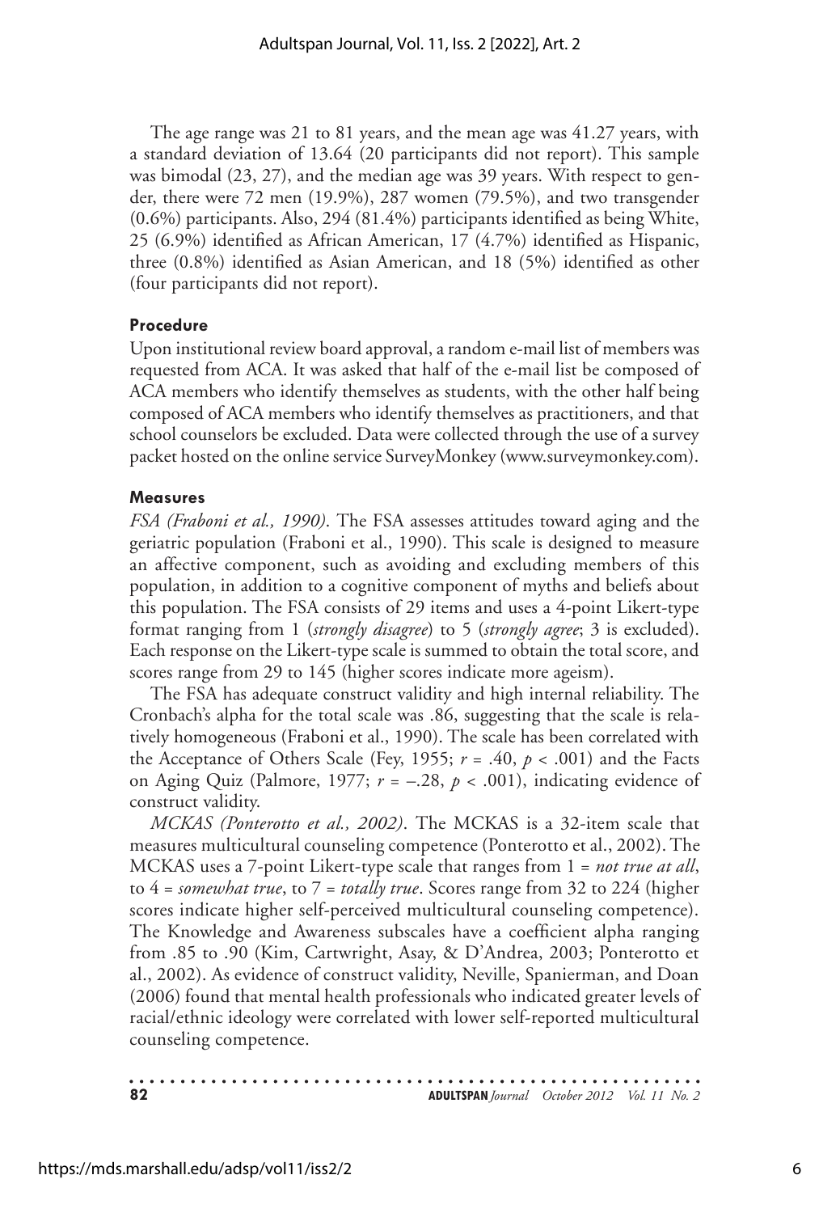The age range was 21 to 81 years, and the mean age was 41.27 years, with a standard deviation of 13.64 (20 participants did not report). This sample was bimodal (23, 27), and the median age was 39 years. With respect to gender, there were 72 men (19.9%), 287 women (79.5%), and two transgender (0.6%) participants. Also, 294 (81.4%) participants identified as being White, 25 (6.9%) identified as African American, 17 (4.7%) identified as Hispanic, three (0.8%) identified as Asian American, and 18 (5%) identified as other (four participants did not report).

### Procedure

Upon institutional review board approval, a random e-mail list of members was requested from ACA. It was asked that half of the e-mail list be composed of ACA members who identify themselves as students, with the other half being composed of ACA members who identify themselves as practitioners, and that school counselors be excluded. Data were collected through the use of a survey packet hosted on the online service SurveyMonkey (www.surveymonkey.com).

### Measures

*FSA (Fraboni et al., 1990).* The FSA assesses attitudes toward aging and the geriatric population (Fraboni et al., 1990). This scale is designed to measure an affective component, such as avoiding and excluding members of this population, in addition to a cognitive component of myths and beliefs about this population. The FSA consists of 29 items and uses a 4-point Likert-type format ranging from 1 (*strongly disagree*) to 5 (*strongly agree*; 3 is excluded). Each response on the Likert-type scale is summed to obtain the total score, and scores range from 29 to 145 (higher scores indicate more ageism).

The FSA has adequate construct validity and high internal reliability. The Cronbach's alpha for the total scale was .86, suggesting that the scale is relatively homogeneous (Fraboni et al., 1990). The scale has been correlated with the Acceptance of Others Scale (Fey, 1955; $r = .40$, $p < .001$) and the Facts on Aging Quiz (Palmore, 1977; $r = -.28$, $p < .001$), indicating evidence of construct validity.

*MCKAS (Ponterotto et al., 2002).* The MCKAS is a 32-item scale that measures multicultural counseling competence (Ponterotto et al., 2002). The MCKAS uses a 7-point Likert-type scale that ranges from 1 = *not true at all*, to 4 = *somewhat true*, to 7 = *totally true*. Scores range from 32 to 224 (higher scores indicate higher self-perceived multicultural counseling competence). The Knowledge and Awareness subscales have a coefficient alpha ranging from .85 to .90 (Kim, Cartwright, Asay, & D'Andrea, 2003; Ponterotto et al., 2002). As evidence of construct validity, Neville, Spanierman, and Doan (2006) found that mental health professionals who indicated greater levels of racial/ethnic ideology were correlated with lower self-reported multicultural counseling competence.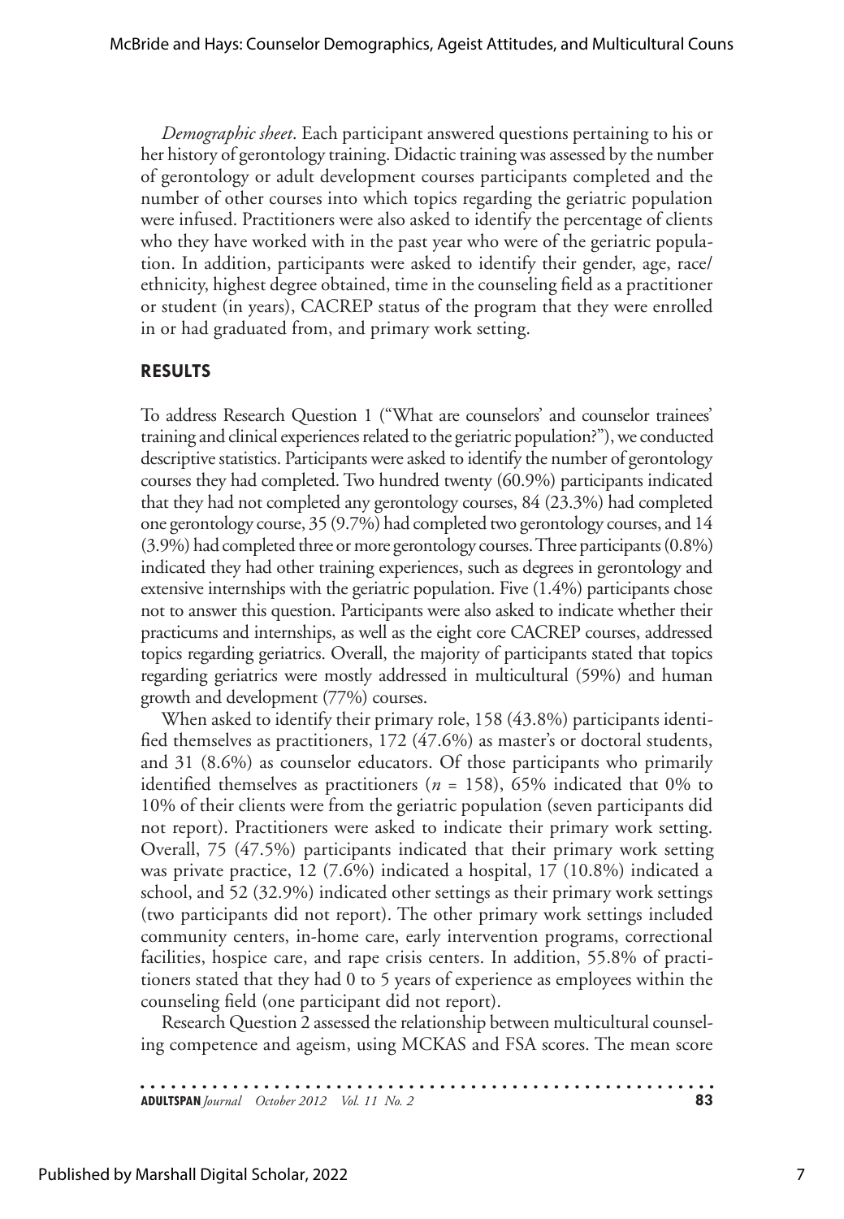*Demographic sheet*. Each participant answered questions pertaining to his or her history of gerontology training. Didactic training was assessed by the number of gerontology or adult development courses participants completed and the number of other courses into which topics regarding the geriatric population were infused. Practitioners were also asked to identify the percentage of clients who they have worked with in the past year who were of the geriatric population. In addition, participants were asked to identify their gender, age, race/ethnicity, highest degree obtained, time in the counseling field as a practitioner or student (in years), CACREP status of the program that they were enrolled in or had graduated from, and primary work setting.

## RESULTS

To address Research Question 1 ("What are counselors' and counselor trainees' training and clinical experiences related to the geriatric population?"), we conducted descriptive statistics. Participants were asked to identify the number of gerontology courses they had completed. Two hundred twenty (60.9%) participants indicated that they had not completed any gerontology courses, 84 (23.3%) had completed one gerontology course, 35 (9.7%) had completed two gerontology courses, and 14 (3.9%) had completed three or more gerontology courses. Three participants (0.8%) indicated they had other training experiences, such as degrees in gerontology and extensive internships with the geriatric population. Five (1.4%) participants chose not to answer this question. Participants were also asked to indicate whether their practicums and internships, as well as the eight core CACREP courses, addressed topics regarding geriatrics. Overall, the majority of participants stated that topics regarding geriatrics were mostly addressed in multicultural (59%) and human growth and development (77%) courses.

When asked to identify their primary role, 158 (43.8%) participants identified themselves as practitioners, 172 (47.6%) as master's or doctoral students, and 31 (8.6%) as counselor educators. Of those participants who primarily identified themselves as practitioners ($n$ = 158), 65% indicated that 0% to 10% of their clients were from the geriatric population (seven participants did not report). Practitioners were asked to indicate their primary work setting. Overall, 75 (47.5%) participants indicated that their primary work setting was private practice, 12 (7.6%) indicated a hospital, 17 (10.8%) indicated a school, and 52 (32.9%) indicated other settings as their primary work settings (two participants did not report). The other primary work settings included community centers, in-home care, early intervention programs, correctional facilities, hospice care, and rape crisis centers. In addition, 55.8% of practitioners stated that they had 0 to 5 years of experience as employees within the counseling field (one participant did not report).

Research Question 2 assessed the relationship between multicultural counseling competence and ageism, using MCKAS and FSA scores. The mean score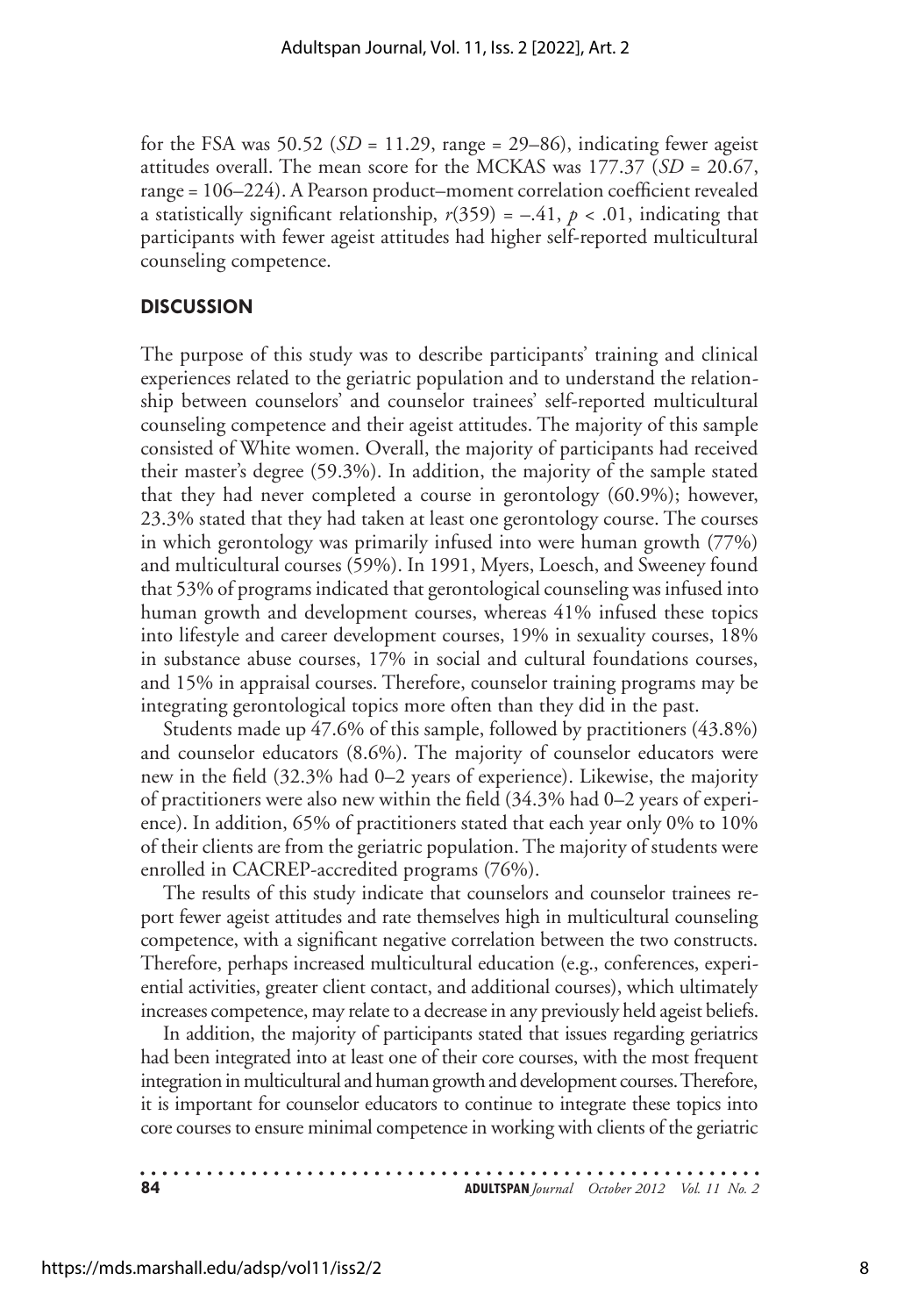for the FSA was 50.52 ($SD$ = 11.29, range = 29–86), indicating fewer ageist attitudes overall. The mean score for the MCKAS was 177.37 ($SD$ = 20.67, range = 106–224). A Pearson product–moment correlation coefficient revealed a statistically significant relationship, $r(359) = -.41$, $p < .01$, indicating that participants with fewer ageist attitudes had higher self-reported multicultural counseling competence.

## DISCUSSION

The purpose of this study was to describe participants' training and clinical experiences related to the geriatric population and to understand the relationship between counselors' and counselor trainees' self-reported multicultural counseling competence and their ageist attitudes. The majority of this sample consisted of White women. Overall, the majority of participants had received their master's degree (59.3%). In addition, the majority of the sample stated that they had never completed a course in gerontology (60.9%); however, 23.3% stated that they had taken at least one gerontology course. The courses in which gerontology was primarily infused into were human growth (77%) and multicultural courses (59%). In 1991, Myers, Loesch, and Sweeney found that 53% of programs indicated that gerontological counseling was infused into human growth and development courses, whereas 41% infused these topics into lifestyle and career development courses, 19% in sexuality courses, 18% in substance abuse courses, 17% in social and cultural foundations courses, and 15% in appraisal courses. Therefore, counselor training programs may be integrating gerontological topics more often than they did in the past.

Students made up 47.6% of this sample, followed by practitioners (43.8%) and counselor educators (8.6%). The majority of counselor educators were new in the field (32.3% had 0–2 years of experience). Likewise, the majority of practitioners were also new within the field (34.3% had 0–2 years of experience). In addition, 65% of practitioners stated that each year only 0% to 10% of their clients are from the geriatric population. The majority of students were enrolled in CACREP-accredited programs (76%).

The results of this study indicate that counselors and counselor trainees report fewer ageist attitudes and rate themselves high in multicultural counseling competence, with a significant negative correlation between the two constructs. Therefore, perhaps increased multicultural education (e.g., conferences, experiential activities, greater client contact, and additional courses), which ultimately increases competence, may relate to a decrease in any previously held ageist beliefs.

In addition, the majority of participants stated that issues regarding geriatrics had been integrated into at least one of their core courses, with the most frequent integration in multicultural and human growth and development courses. Therefore, it is important for counselor educators to continue to integrate these topics into core courses to ensure minimal competence in working with clients of the geriatric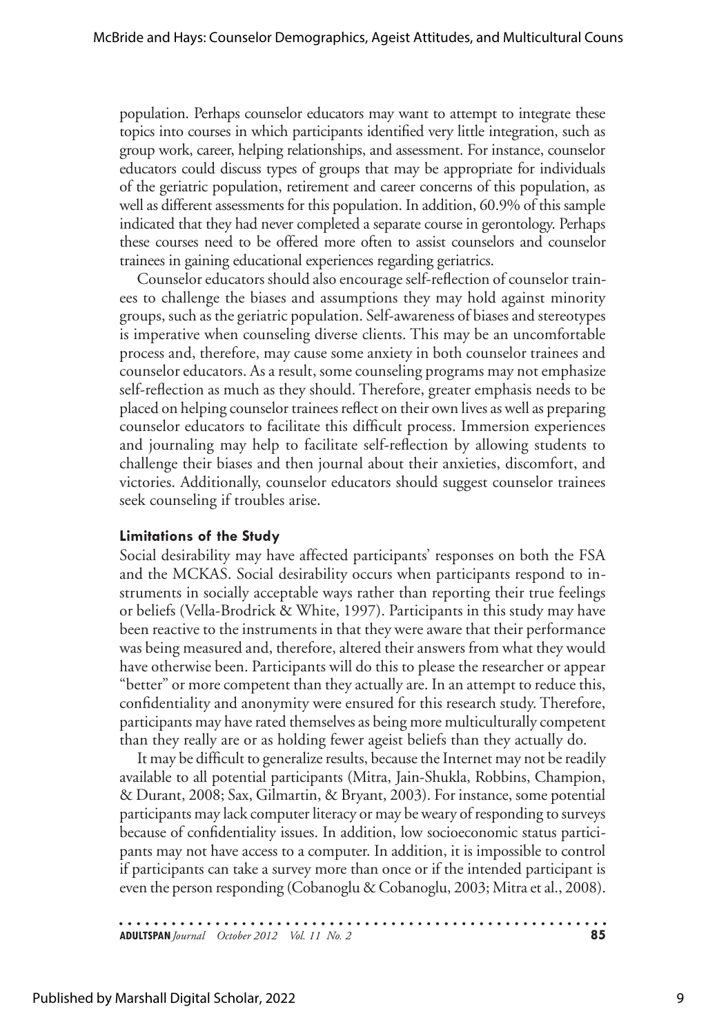population. Perhaps counselor educators may want to attempt to integrate these topics into courses in which participants identified very little integration, such as group work, career, helping relationships, and assessment. For instance, counselor educators could discuss types of groups that may be appropriate for individuals of the geriatric population, retirement and career concerns of this population, as well as different assessments for this population. In addition, 60.9% of this sample indicated that they had never completed a separate course in gerontology. Perhaps these courses need to be offered more often to assist counselors and counselor trainees in gaining educational experiences regarding geriatrics.

Counselor educators should also encourage self-reflection of counselor trainees to challenge the biases and assumptions they may hold against minority groups, such as the geriatric population. Self-awareness of biases and stereotypes is imperative when counseling diverse clients. This may be an uncomfortable process and, therefore, may cause some anxiety in both counselor trainees and counselor educators. As a result, some counseling programs may not emphasize self-reflection as much as they should. Therefore, greater emphasis needs to be placed on helping counselor trainees reflect on their own lives as well as preparing counselor educators to facilitate this difficult process. Immersion experiences and journaling may help to facilitate self-reflection by allowing students to challenge their biases and then journal about their anxieties, discomfort, and victories. Additionally, counselor educators should suggest counselor trainees seek counseling if troubles arise.

### Limitations of the Study

Social desirability may have affected participants' responses on both the FSA and the MCKAS. Social desirability occurs when participants respond to instruments in socially acceptable ways rather than reporting their true feelings or beliefs (Vella-Brodrick & White, 1997). Participants in this study may have been reactive to the instruments in that they were aware that their performance was being measured and, therefore, altered their answers from what they would have otherwise been. Participants will do this to please the researcher or appear "better" or more competent than they actually are. In an attempt to reduce this, confidentiality and anonymity were ensured for this research study. Therefore, participants may have rated themselves as being more multiculturally competent than they really are or as holding fewer ageist beliefs than they actually do.

It may be difficult to generalize results, because the Internet may not be readily available to all potential participants (Mitra, Jain-Shukla, Robbins, Champion, & Durant, 2008; Sax, Gilmartin, & Bryant, 2003). For instance, some potential participants may lack computer literacy or may be weary of responding to surveys because of confidentiality issues. In addition, low socioeconomic status participants may not have access to a computer. In addition, it is impossible to control if participants can take a survey more than once or if the intended participant is even the person responding (Cobanoglu & Cobanoglu, 2003; Mitra et al., 2008).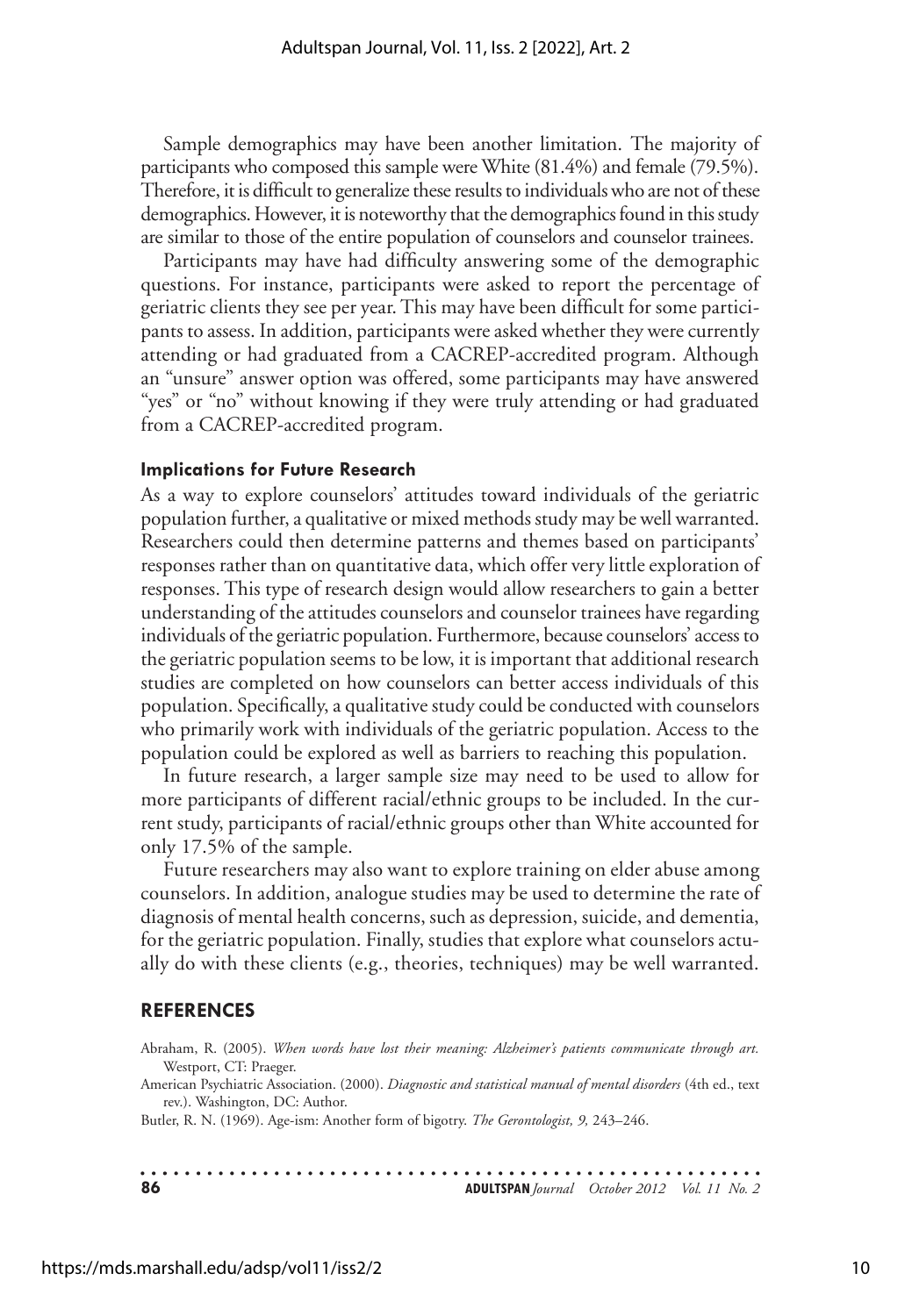Sample demographics may have been another limitation. The majority of participants who composed this sample were White (81.4%) and female (79.5%). Therefore, it is difficult to generalize these results to individuals who are not of these demographics. However, it is noteworthy that the demographics found in this study are similar to those of the entire population of counselors and counselor trainees.

Participants may have had difficulty answering some of the demographic questions. For instance, participants were asked to report the percentage of geriatric clients they see per year. This may have been difficult for some participants to assess. In addition, participants were asked whether they were currently attending or had graduated from a CACREP-accredited program. Although an "unsure" answer option was offered, some participants may have answered "yes" or "no" without knowing if they were truly attending or had graduated from a CACREP-accredited program.

### Implications for Future Research

As a way to explore counselors' attitudes toward individuals of the geriatric population further, a qualitative or mixed methods study may be well warranted. Researchers could then determine patterns and themes based on participants' responses rather than on quantitative data, which offer very little exploration of responses. This type of research design would allow researchers to gain a better understanding of the attitudes counselors and counselor trainees have regarding individuals of the geriatric population. Furthermore, because counselors' access to the geriatric population seems to be low, it is important that additional research studies are completed on how counselors can better access individuals of this population. Specifically, a qualitative study could be conducted with counselors who primarily work with individuals of the geriatric population. Access to the population could be explored as well as barriers to reaching this population.

In future research, a larger sample size may need to be used to allow for more participants of different racial/ethnic groups to be included. In the current study, participants of racial/ethnic groups other than White accounted for only 17.5% of the sample.

Future researchers may also want to explore training on elder abuse among counselors. In addition, analogue studies may be used to determine the rate of diagnosis of mental health concerns, such as depression, suicide, and dementia, for the geriatric population. Finally, studies that explore what counselors actually do with these clients (e.g., theories, techniques) may be well warranted.

## REFERENCES

Abraham, R. (2005). *When words have lost their meaning: Alzheimer's patients communicate through art.* Westport, CT: Praeger.

American Psychiatric Association. (2000). *Diagnostic and statistical manual of mental disorders* (4th ed., text rev.). Washington, DC: Author.

Butler, R. N. (1969). Age-ism: Another form of bigotry. *The Gerontologist, 9,* 243–246.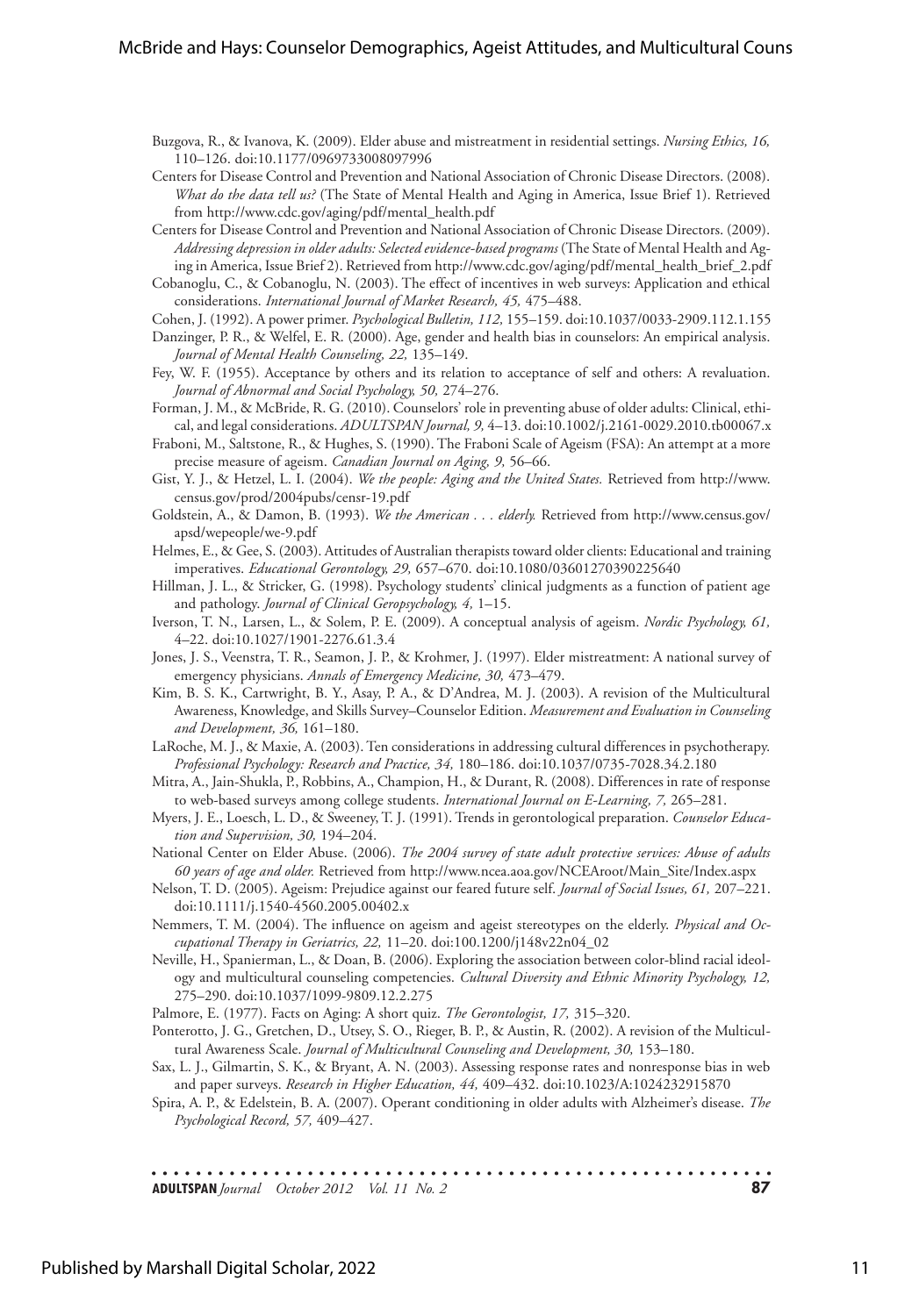Buzgova, R., & Ivanova, K. (2009). Elder abuse and mistreatment in residential settings. *Nursing Ethics, 16,* 110–126. doi:10.1177/0969733008097996

Centers for Disease Control and Prevention and National Association of Chronic Disease Directors. (2008). *What do the data tell us?* (The State of Mental Health and Aging in America, Issue Brief 1). Retrieved from http://www.cdc.gov/aging/pdf/mental_health.pdf

Centers for Disease Control and Prevention and National Association of Chronic Disease Directors. (2009). *Addressing depression in older adults: Selected evidence-based programs* (The State of Mental Health and Aging in America, Issue Brief 2). Retrieved from http://www.cdc.gov/aging/pdf/mental_health_brief_2.pdf

Cobanoglu, C., & Cobanoglu, N. (2003). The effect of incentives in web surveys: Application and ethical considerations. *International Journal of Market Research, 45,* 475–488.

Cohen, J. (1992). A power primer. *Psychological Bulletin, 112,* 155–159. doi:10.1037/0033-2909.112.1.155

Danzinger, P. R., & Welfel, E. R. (2000). Age, gender and health bias in counselors: An empirical analysis. *Journal of Mental Health Counseling, 22,* 135–149.

Fey, W. F. (1955). Acceptance by others and its relation to acceptance of self and others: A revaluation. *Journal of Abnormal and Social Psychology, 50,* 274–276.

Forman, J. M., & McBride, R. G. (2010). Counselors' role in preventing abuse of older adults: Clinical, ethical, and legal considerations. *ADULTSPAN Journal, 9,* 4–13. doi:10.1002/j.2161-0029.2010.tb00067.x

Fraboni, M., Saltstone, R., & Hughes, S. (1990). The Fraboni Scale of Ageism (FSA): An attempt at a more precise measure of ageism. *Canadian Journal on Aging, 9,* 56–66.

Gist, Y. J., & Hetzel, L. I. (2004). *We the people: Aging and the United States.* Retrieved from http://www.census.gov/prod/2004pubs/censr-19.pdf

Goldstein, A., & Damon, B. (1993). *We the American . . . elderly.* Retrieved from http://www.census.gov/apsd/wepeople/we-9.pdf

Helmes, E., & Gee, S. (2003). Attitudes of Australian therapists toward older clients: Educational and training imperatives. *Educational Gerontology, 29,* 657–670. doi:10.1080/03601270390225640

Hillman, J. L., & Stricker, G. (1998). Psychology students' clinical judgments as a function of patient age and pathology. *Journal of Clinical Geropsychology, 4,* 1–15.

Iverson, T. N., Larsen, L., & Solem, P. E. (2009). A conceptual analysis of ageism. *Nordic Psychology, 61,* 4–22. doi:10.1027/1901-2276.61.3.4

Jones, J. S., Veenstra, T. R., Seamon, J. P., & Krohmer, J. (1997). Elder mistreatment: A national survey of emergency physicians. *Annals of Emergency Medicine, 30,* 473–479.

Kim, B. S. K., Cartwright, B. Y., Asay, P. A., & D'Andrea, M. J. (2003). A revision of the Multicultural Awareness, Knowledge, and Skills Survey–Counselor Edition. *Measurement and Evaluation in Counseling and Development, 36,* 161–180.

LaRoche, M. J., & Maxie, A. (2003). Ten considerations in addressing cultural differences in psychotherapy. *Professional Psychology: Research and Practice, 34,* 180–186. doi:10.1037/0735-7028.34.2.180

Mitra, A., Jain-Shukla, P., Robbins, A., Champion, H., & Durant, R. (2008). Differences in rate of response to web-based surveys among college students. *International Journal on E-Learning, 7,* 265–281.

Myers, J. E., Loesch, L. D., & Sweeney, T. J. (1991). Trends in gerontological preparation. *Counselor Education and Supervision, 30,* 194–204.

National Center on Elder Abuse. (2006). *The 2004 survey of state adult protective services: Abuse of adults 60 years of age and older.* Retrieved from http://www.ncea.aoa.gov/NCEAroot/Main_Site/Index.aspx

Nelson, T. D. (2005). Ageism: Prejudice against our feared future self. *Journal of Social Issues, 61,* 207–221. doi:10.1111/j.1540-4560.2005.00402.x

Nemmers, T. M. (2004). The influence on ageism and ageist stereotypes on the elderly. *Physical and Occupational Therapy in Geriatrics, 22,* 11–20. doi:100.1200/j148v22n04_02

Neville, H., Spanierman, L., & Doan, B. (2006). Exploring the association between color-blind racial ideology and multicultural counseling competencies. *Cultural Diversity and Ethnic Minority Psychology, 12,* 275–290. doi:10.1037/1099-9809.12.2.275

Palmore, E. (1977). Facts on Aging: A short quiz. *The Gerontologist, 17,* 315–320.

Ponterotto, J. G., Gretchen, D., Utsey, S. O., Rieger, B. P., & Austin, R. (2002). A revision of the Multicultural Awareness Scale. *Journal of Multicultural Counseling and Development, 30,* 153–180.

Sax, L. J., Gilmartin, S. K., & Bryant, A. N. (2003). Assessing response rates and nonresponse bias in web and paper surveys. *Research in Higher Education, 44,* 409–432. doi:10.1023/A:1024232915870

Spira, A. P., & Edelstein, B. A. (2007). Operant conditioning in older adults with Alzheimer's disease. *The Psychological Record, 57,* 409–427.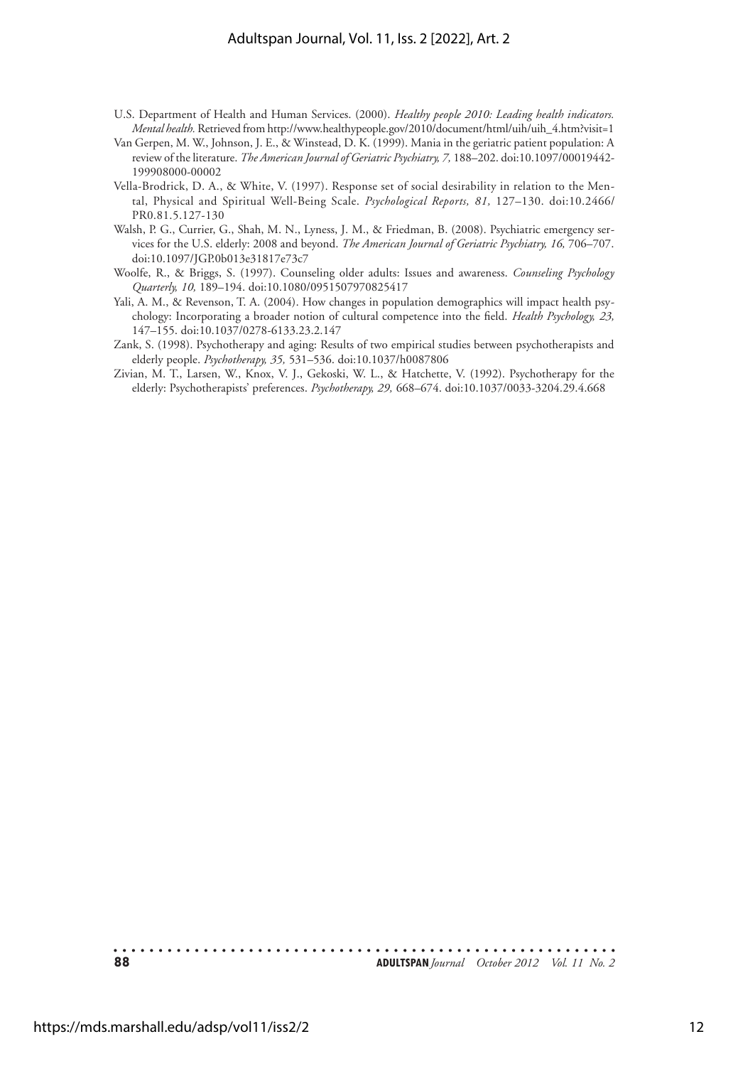U.S. Department of Health and Human Services. (2000). *Healthy people 2010: Leading health indicators. Mental health.* Retrieved from http://www.healthypeople.gov/2010/document/html/uih/uih_4.htm?visit=1

Van Gerpen, M. W., Johnson, J. E., & Winstead, D. K. (1999). Mania in the geriatric patient population: A review of the literature. *The American Journal of Geriatric Psychiatry, 7,* 188–202. doi:10.1097/00019442-199908000-00002

Vella-Brodrick, D. A., & White, V. (1997). Response set of social desirability in relation to the Mental, Physical and Spiritual Well-Being Scale. *Psychological Reports, 81,* 127–130. doi:10.2466/PR0.81.5.127-130

Walsh, P. G., Currier, G., Shah, M. N., Lyness, J. M., & Friedman, B. (2008). Psychiatric emergency services for the U.S. elderly: 2008 and beyond. *The American Journal of Geriatric Psychiatry, 16,* 706–707. doi:10.1097/JGP.0b013e31817e73c7

Woolfe, R., & Briggs, S. (1997). Counseling older adults: Issues and awareness. *Counseling Psychology Quarterly, 10,* 189–194. doi:10.1080/0951507970825417

Yali, A. M., & Revenson, T. A. (2004). How changes in population demographics will impact health psychology: Incorporating a broader notion of cultural competence into the field. *Health Psychology, 23,* 147–155. doi:10.1037/0278-6133.23.2.147

Zank, S. (1998). Psychotherapy and aging: Results of two empirical studies between psychotherapists and elderly people. *Psychotherapy, 35,* 531–536. doi:10.1037/h0087806

Zivian, M. T., Larsen, W., Knox, V. J., Gekoski, W. L., & Hatchette, V. (1992). Psychotherapy for the elderly: Psychotherapists' preferences. *Psychotherapy, 29,* 668–674. doi:10.1037/0033-3204.29.4.668